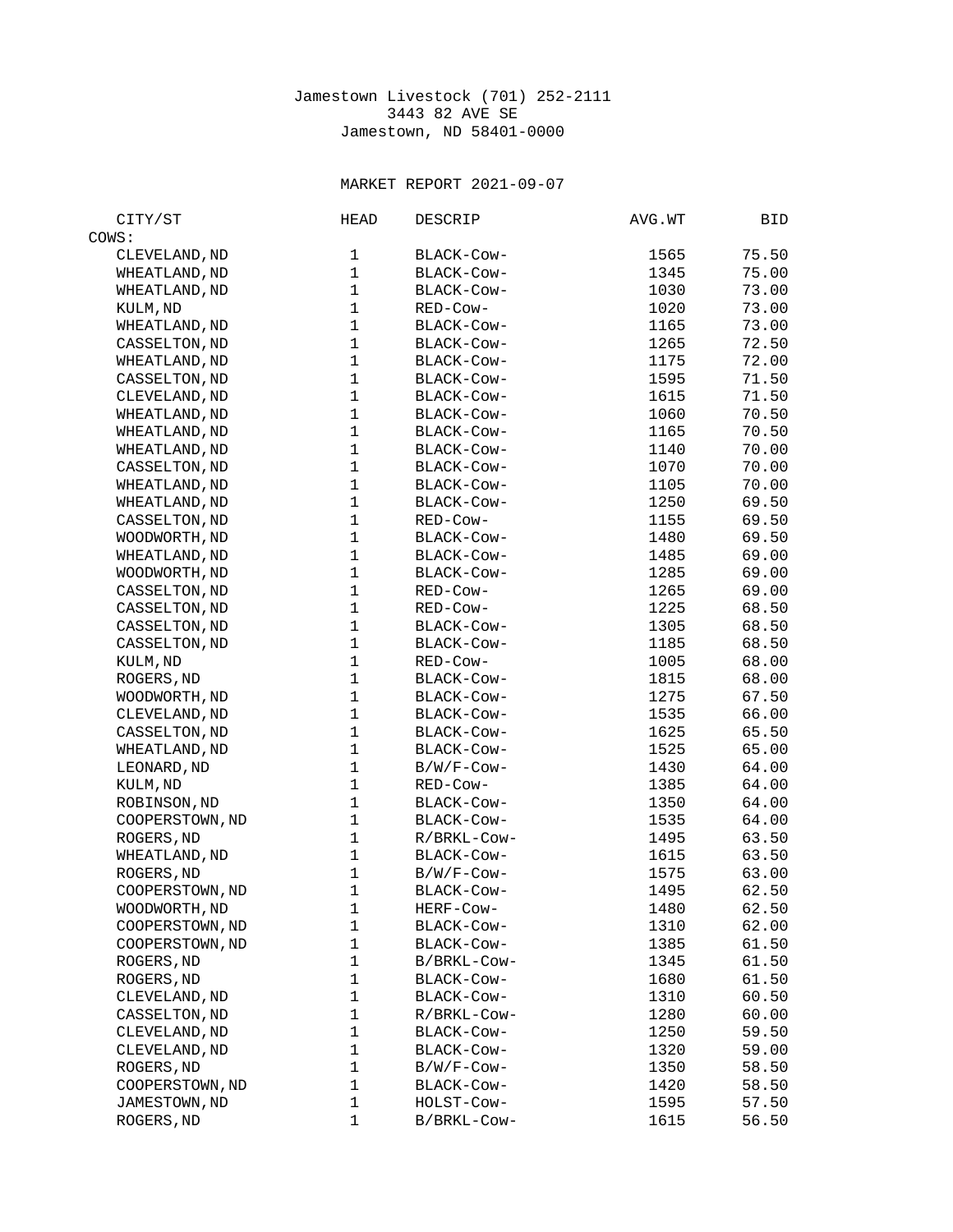Jamestown Livestock (701) 252-2111
3443 82 AVE SE
Jamestown, ND 58401-0000

MARKET REPORT 2021-09-07

| CITY/ST | HEAD | DESCRIP | AVG.WT | BID |
|---|---|---|---|---|
| COWS: | | | | |
| CLEVELAND,ND | 1 | BLACK-Cow- | 1565 | 75.50 |
| WHEATLAND,ND | 1 | BLACK-Cow- | 1345 | 75.00 |
| WHEATLAND,ND | 1 | BLACK-Cow- | 1030 | 73.00 |
| KULM,ND | 1 | RED-Cow- | 1020 | 73.00 |
| WHEATLAND,ND | 1 | BLACK-Cow- | 1165 | 73.00 |
| CASSELTON,ND | 1 | BLACK-Cow- | 1265 | 72.50 |
| WHEATLAND,ND | 1 | BLACK-Cow- | 1175 | 72.00 |
| CASSELTON,ND | 1 | BLACK-Cow- | 1595 | 71.50 |
| CLEVELAND,ND | 1 | BLACK-Cow- | 1615 | 71.50 |
| WHEATLAND,ND | 1 | BLACK-Cow- | 1060 | 70.50 |
| WHEATLAND,ND | 1 | BLACK-Cow- | 1165 | 70.50 |
| WHEATLAND,ND | 1 | BLACK-Cow- | 1140 | 70.00 |
| CASSELTON,ND | 1 | BLACK-Cow- | 1070 | 70.00 |
| WHEATLAND,ND | 1 | BLACK-Cow- | 1105 | 70.00 |
| WHEATLAND,ND | 1 | BLACK-Cow- | 1250 | 69.50 |
| CASSELTON,ND | 1 | RED-Cow- | 1155 | 69.50 |
| WOODWORTH,ND | 1 | BLACK-Cow- | 1480 | 69.50 |
| WHEATLAND,ND | 1 | BLACK-Cow- | 1485 | 69.00 |
| WOODWORTH,ND | 1 | BLACK-Cow- | 1285 | 69.00 |
| CASSELTON,ND | 1 | RED-Cow- | 1265 | 69.00 |
| CASSELTON,ND | 1 | RED-Cow- | 1225 | 68.50 |
| CASSELTON,ND | 1 | BLACK-Cow- | 1305 | 68.50 |
| CASSELTON,ND | 1 | BLACK-Cow- | 1185 | 68.50 |
| KULM,ND | 1 | RED-Cow- | 1005 | 68.00 |
| ROGERS,ND | 1 | BLACK-Cow- | 1815 | 68.00 |
| WOODWORTH,ND | 1 | BLACK-Cow- | 1275 | 67.50 |
| CLEVELAND,ND | 1 | BLACK-Cow- | 1535 | 66.00 |
| CASSELTON,ND | 1 | BLACK-Cow- | 1625 | 65.50 |
| WHEATLAND,ND | 1 | BLACK-Cow- | 1525 | 65.00 |
| LEONARD,ND | 1 | B/W/F-Cow- | 1430 | 64.00 |
| KULM,ND | 1 | RED-Cow- | 1385 | 64.00 |
| ROBINSON,ND | 1 | BLACK-Cow- | 1350 | 64.00 |
| COOPERSTOWN,ND | 1 | BLACK-Cow- | 1535 | 64.00 |
| ROGERS,ND | 1 | R/BRKL-Cow- | 1495 | 63.50 |
| WHEATLAND,ND | 1 | BLACK-Cow- | 1615 | 63.50 |
| ROGERS,ND | 1 | B/W/F-Cow- | 1575 | 63.00 |
| COOPERSTOWN,ND | 1 | BLACK-Cow- | 1495 | 62.50 |
| WOODWORTH,ND | 1 | HERF-Cow- | 1480 | 62.50 |
| COOPERSTOWN,ND | 1 | BLACK-Cow- | 1310 | 62.00 |
| COOPERSTOWN,ND | 1 | BLACK-Cow- | 1385 | 61.50 |
| ROGERS,ND | 1 | B/BRKL-Cow- | 1345 | 61.50 |
| ROGERS,ND | 1 | BLACK-Cow- | 1680 | 61.50 |
| CLEVELAND,ND | 1 | BLACK-Cow- | 1310 | 60.50 |
| CASSELTON,ND | 1 | R/BRKL-Cow- | 1280 | 60.00 |
| CLEVELAND,ND | 1 | BLACK-Cow- | 1250 | 59.50 |
| CLEVELAND,ND | 1 | BLACK-Cow- | 1320 | 59.00 |
| ROGERS,ND | 1 | B/W/F-Cow- | 1350 | 58.50 |
| COOPERSTOWN,ND | 1 | BLACK-Cow- | 1420 | 58.50 |
| JAMESTOWN,ND | 1 | HOLST-Cow- | 1595 | 57.50 |
| ROGERS,ND | 1 | B/BRKL-Cow- | 1615 | 56.50 |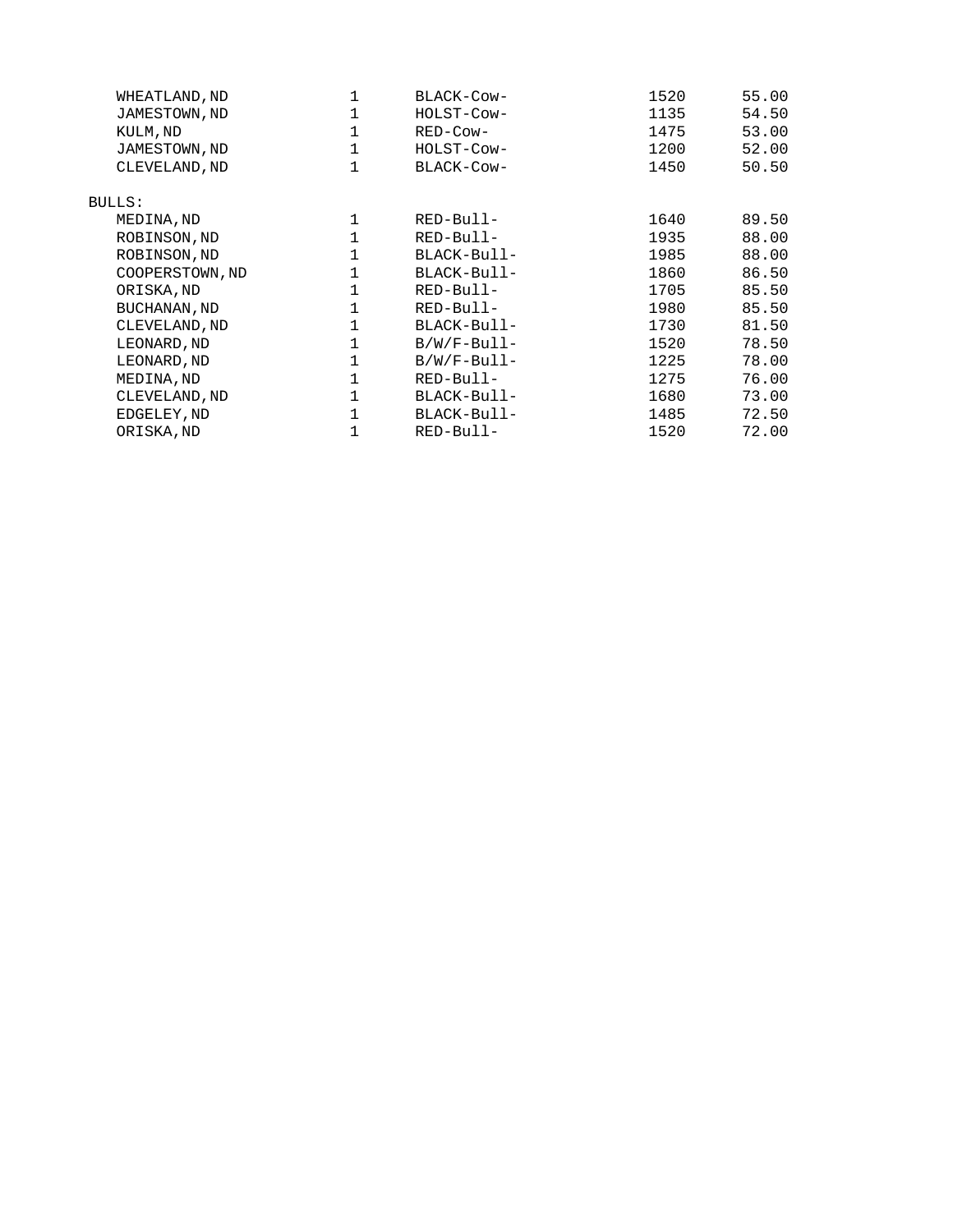| | | | | |
|---|---|---|---|---|
| WHEATLAND,ND | 1 | BLACK-Cow- | 1520 | 55.00 |
| JAMESTOWN,ND | 1 | HOLST-Cow- | 1135 | 54.50 |
| KULM,ND | 1 | RED-Cow- | 1475 | 53.00 |
| JAMESTOWN,ND | 1 | HOLST-Cow- | 1200 | 52.00 |
| CLEVELAND,ND | 1 | BLACK-Cow- | 1450 | 50.50 |

BULLS:

| | | | | |
|---|---|---|---|---|
| MEDINA,ND | 1 | RED-Bull- | 1640 | 89.50 |
| ROBINSON,ND | 1 | RED-Bull- | 1935 | 88.00 |
| ROBINSON,ND | 1 | BLACK-Bull- | 1985 | 88.00 |
| COOPERSTOWN,ND | 1 | BLACK-Bull- | 1860 | 86.50 |
| ORISKA,ND | 1 | RED-Bull- | 1705 | 85.50 |
| BUCHANAN,ND | 1 | RED-Bull- | 1980 | 85.50 |
| CLEVELAND,ND | 1 | BLACK-Bull- | 1730 | 81.50 |
| LEONARD,ND | 1 | B/W/F-Bull- | 1520 | 78.50 |
| LEONARD,ND | 1 | B/W/F-Bull- | 1225 | 78.00 |
| MEDINA,ND | 1 | RED-Bull- | 1275 | 76.00 |
| CLEVELAND,ND | 1 | BLACK-Bull- | 1680 | 73.00 |
| EDGELEY,ND | 1 | BLACK-Bull- | 1485 | 72.50 |
| ORISKA,ND | 1 | RED-Bull- | 1520 | 72.00 |